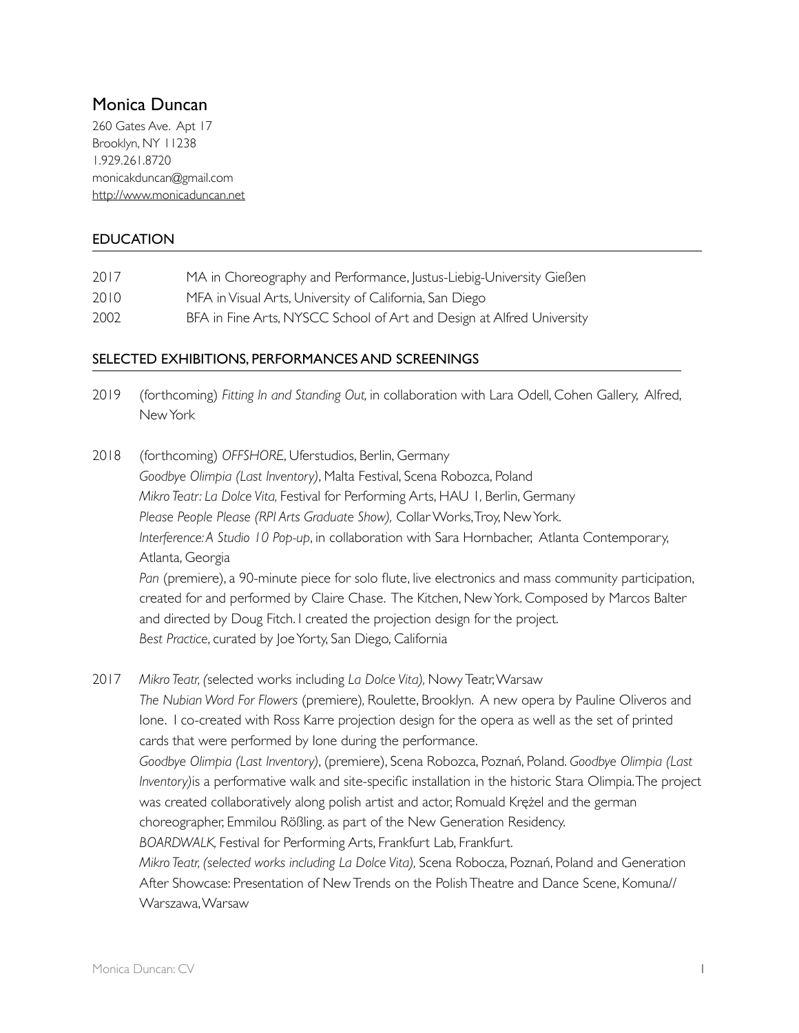# Monica Duncan

260 Gates Ave. Apt 17
Brooklyn, NY 11238
1.929.261.8720
monicakduncan@gmail.com
http://www.monicaduncan.net

## EDUCATION

| | |
|---|---|
| 2017 | MA in Choreography and Performance, Justus-Liebig-University Gießen |
| 2010 | MFA in Visual Arts, University of California, San Diego |
| 2002 | BFA in Fine Arts, NYSCC School of Art and Design at Alfred University |

## SELECTED EXHIBITIONS, PERFORMANCES AND SCREENINGS

2019 (forthcoming) *Fitting In and Standing Out,* in collaboration with Lara Odell, Cohen Gallery, Alfred, New York

2018 (forthcoming) *OFFSHORE*, Uferstudios, Berlin, Germany
*Goodbye Olimpia (Last Inventory)*, Malta Festival, Scena Robozca, Poland
*Mikro Teatr: La Dolce Vita,* Festival for Performing Arts, HAU 1, Berlin, Germany
*Please People Please (RPI Arts Graduate Show),* Collar Works, Troy, New York.
*Interference: A Studio 10 Pop-up*, in collaboration with Sara Hornbacher, Atlanta Contemporary, Atlanta, Georgia
*Pan* (premiere), a 90-minute piece for solo flute, live electronics and mass community participation, created for and performed by Claire Chase. The Kitchen, New York. Composed by Marcos Balter and directed by Doug Fitch. I created the projection design for the project.
*Best Practice*, curated by Joe Yorty, San Diego, California

2017 *Mikro Teatr, (*selected works including *La Dolce Vita),* Nowy Teatr, Warsaw
*The Nubian Word For Flowers* (premiere)*,* Roulette, Brooklyn. A new opera by Pauline Oliveros and Ione. I co-created with Ross Karre projection design for the opera as well as the set of printed cards that were performed by Ione during the performance.
*Goodbye Olimpia (Last Inventory)*, (premiere), Scena Robozca, Poznań, Poland. *Goodbye Olimpia (Last Inventory)*is a performative walk and site-specific installation in the historic Stara Olimpia. The project was created collaboratively along polish artist and actor, Romuald Krężel and the german choreographer, Emmilou Rößling. as part of the New Generation Residency.
*BOARDWALK,* Festival for Performing Arts, Frankfurt Lab, Frankfurt.
*Mikro Teatr, (selected works including La Dolce Vita),* Scena Robocza, Poznań, Poland and Generation After Showcase: Presentation of New Trends on the Polish Theatre and Dance Scene, Komuna// Warszawa, Warsaw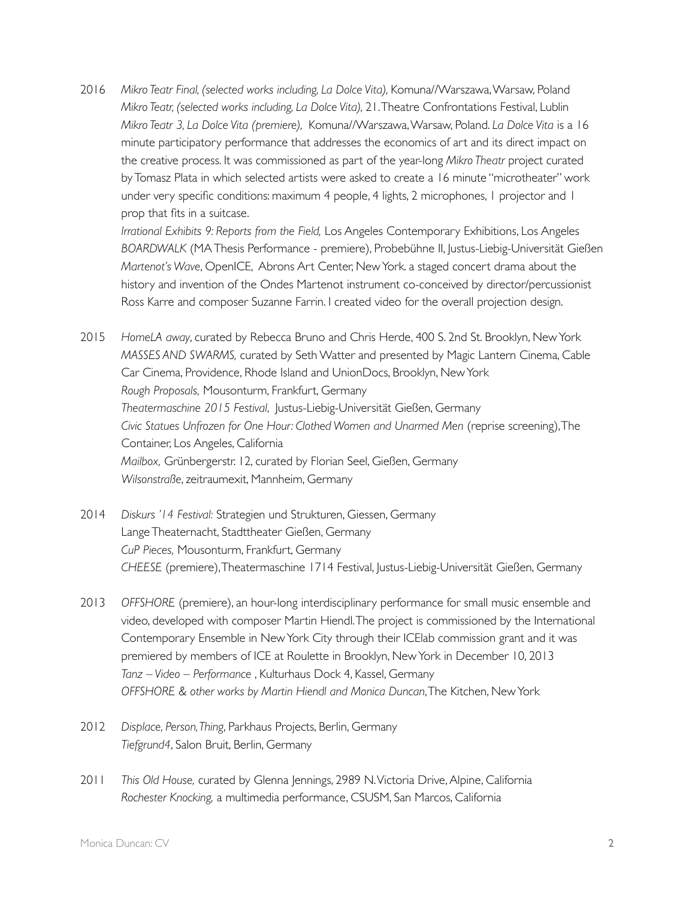2016 *Mikro Teatr Final, (selected works including, La Dolce Vita),* Komuna//Warszawa, Warsaw, Poland
*Mikro Teatr, (selected works including, La Dolce Vita),* 21. Theatre Confrontations Festival, Lublin
*Mikro Teatr 3, La Dolce Vita (premiere),* Komuna//Warszawa, Warsaw, Poland. *La Dolce Vita* is a 16 minute participatory performance that addresses the economics of art and its direct impact on the creative process. It was commissioned as part of the year-long *Mikro Theatr* project curated by Tomasz Plata in which selected artists were asked to create a 16 minute "microtheater" work under very specific conditions: maximum 4 people, 4 lights, 2 microphones, 1 projector and 1 prop that fits in a suitcase.
*Irrational Exhibits 9: Reports from the Field,* Los Angeles Contemporary Exhibitions, Los Angeles
*BOARDWALK* (MA Thesis Performance - premiere), Probebühne II, Justus-Liebig-Universität Gießen
*Martenot's Wave*, OpenICE, Abrons Art Center, New York. a staged concert drama about the history and invention of the Ondes Martenot instrument co-conceived by director/percussionist Ross Karre and composer Suzanne Farrin. I created video for the overall projection design.

2015 *HomeLA away*, curated by Rebecca Bruno and Chris Herde, 400 S. 2nd St. Brooklyn, New York
*MASSES AND SWARMS,* curated by Seth Watter and presented by Magic Lantern Cinema, Cable Car Cinema, Providence, Rhode Island and UnionDocs, Brooklyn, New York
*Rough Proposals,* Mousonturm, Frankfurt, Germany
*Theatermaschine 2015 Festival*, Justus-Liebig-Universität Gießen, Germany
*Civic Statues Unfrozen for One Hour: Clothed Women and Unarmed Men* (reprise screening), The Container, Los Angeles, California
*Mailbox,* Grünbergerstr. 12, curated by Florian Seel, Gießen, Germany
*Wilsonstraße*, zeitraumexit, Mannheim, Germany

2014 *Diskurs '14 Festival:* Strategien und Strukturen, Giessen, Germany
Lange Theaternacht, Stadttheater Gießen, Germany
*CuP Pieces,* Mousonturm, Frankfurt, Germany
*CHEESE* (premiere), Theatermaschine 1714 Festival, Justus-Liebig-Universität Gießen, Germany

2013 *OFFSHORE* (premiere), an hour-long interdisciplinary performance for small music ensemble and video, developed with composer Martin Hiendl. The project is commissioned by the International Contemporary Ensemble in New York City through their ICElab commission grant and it was premiered by members of ICE at Roulette in Brooklyn, New York in December 10, 2013
*Tanz – Video – Performance* , Kulturhaus Dock 4, Kassel, Germany
*OFFSHORE & other works by Martin Hiendl and Monica Duncan*, The Kitchen, New York

2012 *Displace, Person, Thing*, Parkhaus Projects, Berlin, Germany
*Tiefgrund4*, Salon Bruit, Berlin, Germany

2011 *This Old House,* curated by Glenna Jennings, 2989 N. Victoria Drive, Alpine, California
*Rochester Knocking,* a multimedia performance, CSUSM, San Marcos, California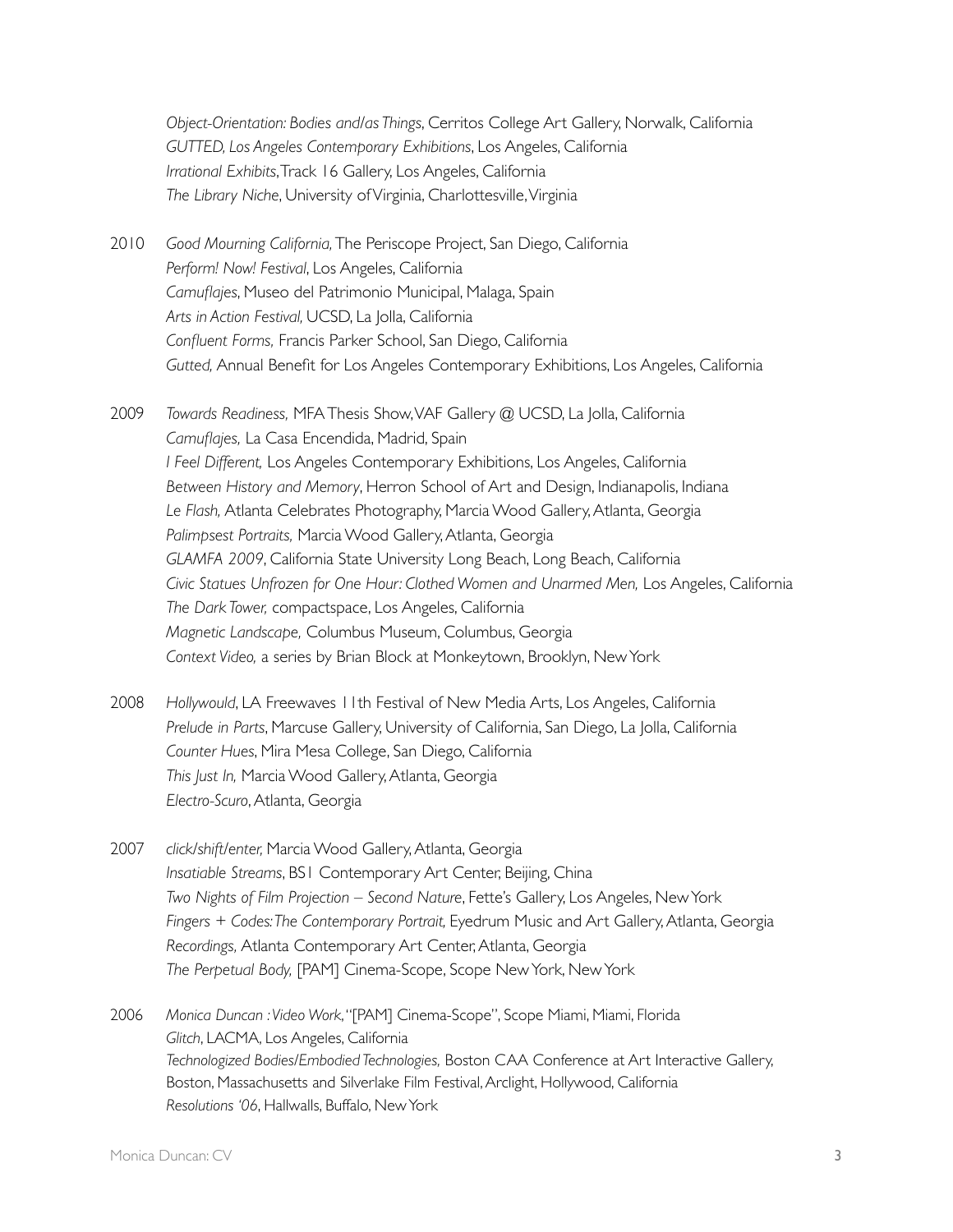*Object-Orientation: Bodies and/as Things*, Cerritos College Art Gallery, Norwalk, California
*GUTTED, Los Angeles Contemporary Exhibitions*, Los Angeles, California
*Irrational Exhibits*, Track 16 Gallery, Los Angeles, California
*The Library Niche*, University of Virginia, Charlottesville, Virginia

2010 *Good Mourning California,* The Periscope Project, San Diego, California
*Perform! Now! Festival*, Los Angeles, California
*Camuflajes*, Museo del Patrimonio Municipal, Malaga, Spain
*Arts in Action Festival,* UCSD, La Jolla, California
*Confluent Forms,* Francis Parker School, San Diego, California
*Gutted,* Annual Benefit for Los Angeles Contemporary Exhibitions, Los Angeles, California

2009 *Towards Readiness,* MFA Thesis Show, VAF Gallery @ UCSD, La Jolla, California
*Camuflajes,* La Casa Encendida, Madrid, Spain
*I Feel Different,* Los Angeles Contemporary Exhibitions, Los Angeles, California
*Between History and Memory*, Herron School of Art and Design, Indianapolis, Indiana
*Le Flash,* Atlanta Celebrates Photography, Marcia Wood Gallery, Atlanta, Georgia
*Palimpsest Portraits,* Marcia Wood Gallery, Atlanta, Georgia
*GLAMFA 2009*, California State University Long Beach, Long Beach, California
*Civic Statues Unfrozen for One Hour: Clothed Women and Unarmed Men,* Los Angeles, California
*The Dark Tower,* compactspace, Los Angeles, California
*Magnetic Landscape,* Columbus Museum, Columbus, Georgia
*Context Video,* a series by Brian Block at Monkeytown, Brooklyn, New York

2008 *Hollywould*, LA Freewaves 11th Festival of New Media Arts, Los Angeles, California
*Prelude in Parts*, Marcuse Gallery, University of California, San Diego, La Jolla, California
*Counter Hues*, Mira Mesa College, San Diego, California
*This Just In,* Marcia Wood Gallery, Atlanta, Georgia
*Electro-Scuro*, Atlanta, Georgia

2007 *click/shift/enter,* Marcia Wood Gallery, Atlanta, Georgia
*Insatiable Streams*, BS1 Contemporary Art Center, Beijing, China
*Two Nights of Film Projection – Second Nature*, Fette's Gallery, Los Angeles, New York
*Fingers + Codes: The Contemporary Portrait,* Eyedrum Music and Art Gallery, Atlanta, Georgia
*Recordings,* Atlanta Contemporary Art Center, Atlanta, Georgia
*The Perpetual Body,* [PAM] Cinema-Scope, Scope New York, New York

2006 *Monica Duncan : Video Work*, "[PAM] Cinema-Scope", Scope Miami, Miami, Florida
*Glitch*, LACMA, Los Angeles, California
*Technologized Bodies/Embodied Technologies,* Boston CAA Conference at Art Interactive Gallery, Boston, Massachusetts and Silverlake Film Festival, Arclight, Hollywood, California
*Resolutions '06*, Hallwalls, Buffalo, New York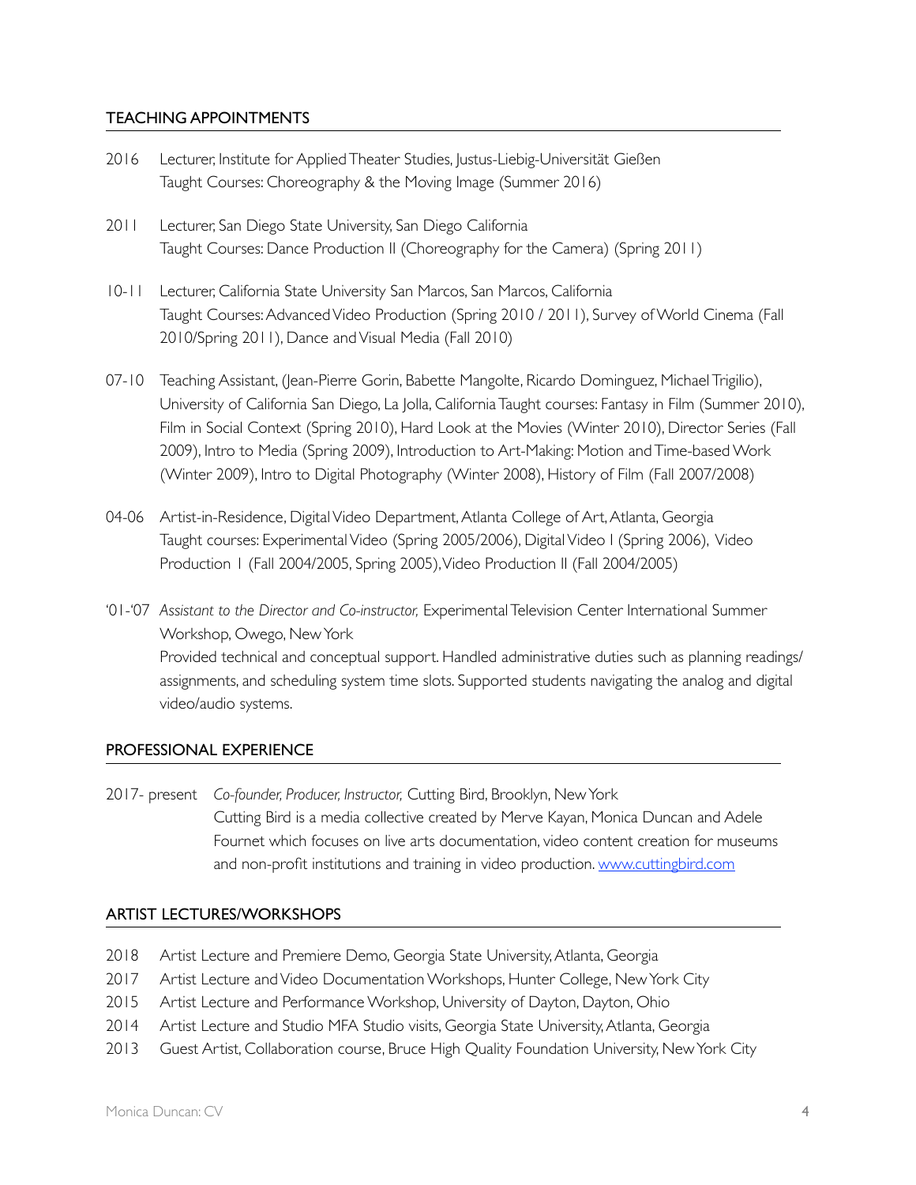## TEACHING APPOINTMENTS

2016 Lecturer, Institute for Applied Theater Studies, Justus-Liebig-Universität Gießen
Taught Courses: Choreography & the Moving Image (Summer 2016)

2011 Lecturer, San Diego State University, San Diego California
Taught Courses: Dance Production II (Choreography for the Camera) (Spring 2011)

10-11 Lecturer, California State University San Marcos, San Marcos, California
Taught Courses: Advanced Video Production (Spring 2010 / 2011), Survey of World Cinema (Fall 2010/Spring 2011), Dance and Visual Media (Fall 2010)

07-10 Teaching Assistant, (Jean-Pierre Gorin, Babette Mangolte, Ricardo Dominguez, Michael Trigilio), University of California San Diego, La Jolla, California Taught courses: Fantasy in Film (Summer 2010), Film in Social Context (Spring 2010), Hard Look at the Movies (Winter 2010), Director Series (Fall 2009), Intro to Media (Spring 2009), Introduction to Art-Making: Motion and Time-based Work (Winter 2009), Intro to Digital Photography (Winter 2008), History of Film (Fall 2007/2008)

04-06 Artist-in-Residence, Digital Video Department, Atlanta College of Art, Atlanta, Georgia
Taught courses: Experimental Video (Spring 2005/2006), Digital Video I (Spring 2006), Video Production 1 (Fall 2004/2005, Spring 2005), Video Production II (Fall 2004/2005)

'01-'07 *Assistant to the Director and Co-instructor,* Experimental Television Center International Summer Workshop, Owego, New York
Provided technical and conceptual support. Handled administrative duties such as planning readings/assignments, and scheduling system time slots. Supported students navigating the analog and digital video/audio systems.

## PROFESSIONAL EXPERIENCE

2017- present *Co-founder, Producer, Instructor,* Cutting Bird, Brooklyn, New York
Cutting Bird is a media collective created by Merve Kayan, Monica Duncan and Adele Fournet which focuses on live arts documentation, video content creation for museums and non-profit institutions and training in video production. www.cuttingbird.com

## ARTIST LECTURES/WORKSHOPS

2018 Artist Lecture and Premiere Demo, Georgia State University, Atlanta, Georgia
2017 Artist Lecture and Video Documentation Workshops, Hunter College, New York City
2015 Artist Lecture and Performance Workshop, University of Dayton, Dayton, Ohio
2014 Artist Lecture and Studio MFA Studio visits, Georgia State University, Atlanta, Georgia
2013 Guest Artist, Collaboration course, Bruce High Quality Foundation University, New York City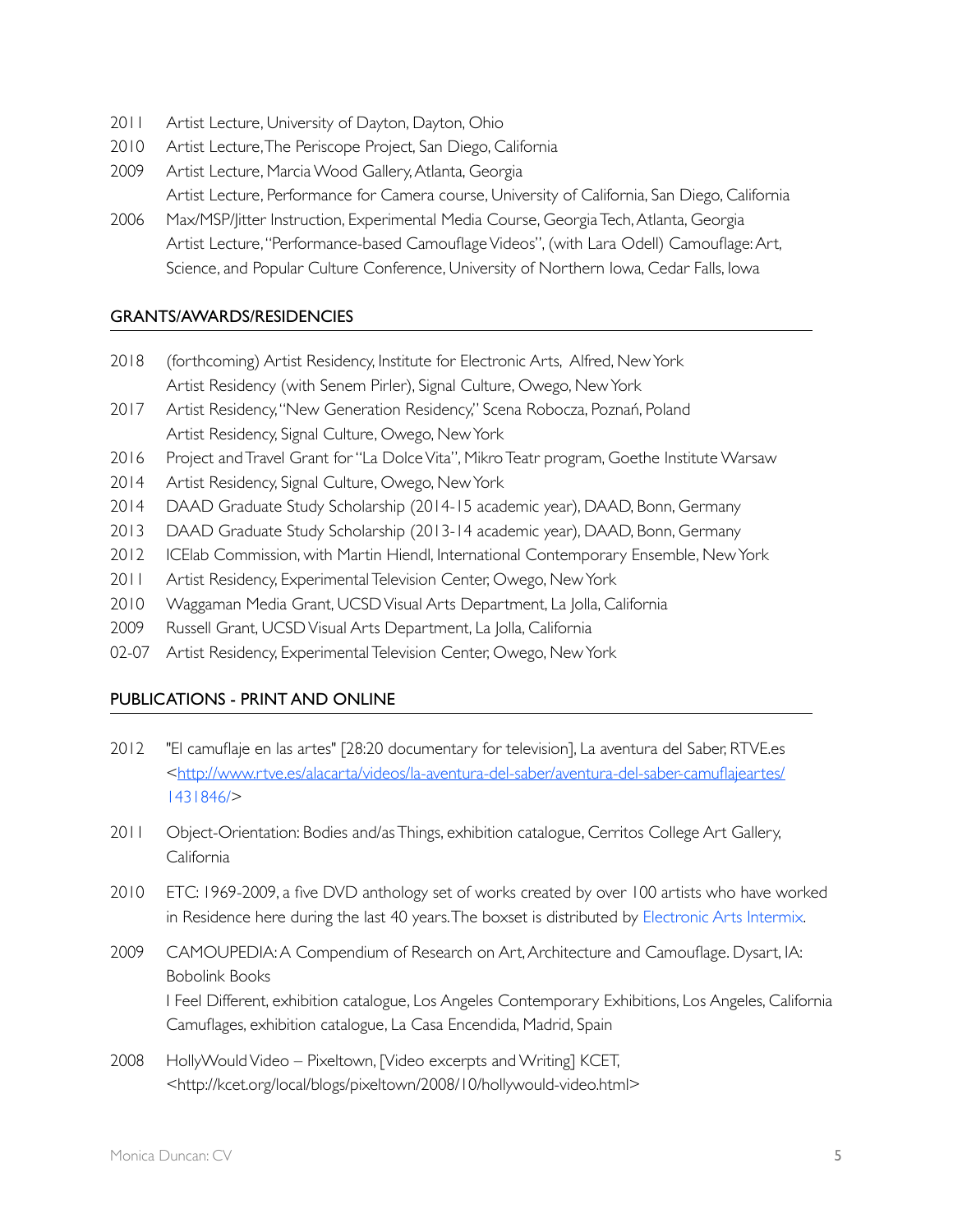2011 Artist Lecture, University of Dayton, Dayton, Ohio
2010 Artist Lecture, The Periscope Project, San Diego, California
2009 Artist Lecture, Marcia Wood Gallery, Atlanta, Georgia
Artist Lecture, Performance for Camera course, University of California, San Diego, California
2006 Max/MSP/Jitter Instruction, Experimental Media Course, Georgia Tech, Atlanta, Georgia
Artist Lecture, "Performance-based Camouflage Videos", (with Lara Odell) Camouflage: Art, Science, and Popular Culture Conference, University of Northern Iowa, Cedar Falls, Iowa

## GRANTS/AWARDS/RESIDENCIES

2018 (forthcoming) Artist Residency, Institute for Electronic Arts, Alfred, New York
Artist Residency (with Senem Pirler), Signal Culture, Owego, New York
2017 Artist Residency, "New Generation Residency," Scena Robocza, Poznań, Poland
Artist Residency, Signal Culture, Owego, New York
2016 Project and Travel Grant for "La Dolce Vita", Mikro Teatr program, Goethe Institute Warsaw
2014 Artist Residency, Signal Culture, Owego, New York
2014 DAAD Graduate Study Scholarship (2014-15 academic year), DAAD, Bonn, Germany
2013 DAAD Graduate Study Scholarship (2013-14 academic year), DAAD, Bonn, Germany
2012 ICElab Commission, with Martin Hiendl, International Contemporary Ensemble, New York
2011 Artist Residency, Experimental Television Center, Owego, New York
2010 Waggaman Media Grant, UCSD Visual Arts Department, La Jolla, California
2009 Russell Grant, UCSD Visual Arts Department, La Jolla, California
02-07 Artist Residency, Experimental Television Center, Owego, New York

## PUBLICATIONS - PRINT AND ONLINE

2012 "El camuflaje en las artes" [28:20 documentary for television], La aventura del Saber, RTVE.es <http://www.rtve.es/alacarta/videos/la-aventura-del-saber/aventura-del-saber-camuflajeartes/1431846/>

2011 Object-Orientation: Bodies and/as Things, exhibition catalogue, Cerritos College Art Gallery, California

2010 ETC: 1969-2009, a five DVD anthology set of works created by over 100 artists who have worked in Residence here during the last 40 years. The boxset is distributed by Electronic Arts Intermix.

2009 CAMOUPEDIA: A Compendium of Research on Art, Architecture and Camouflage. Dysart, IA: Bobolink Books
I Feel Different, exhibition catalogue, Los Angeles Contemporary Exhibitions, Los Angeles, California
Camuflages, exhibition catalogue, La Casa Encendida, Madrid, Spain

2008 HollyWould Video – Pixeltown, [Video excerpts and Writing] KCET, <http://kcet.org/local/blogs/pixeltown/2008/10/hollywould-video.html>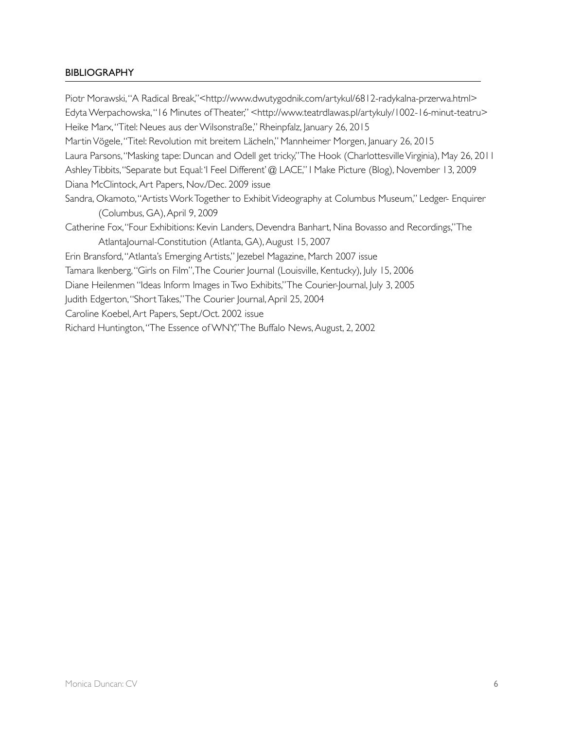## BIBLIOGRAPHY

Piotr Morawski, "A Radical Break," <http://www.dwutygodnik.com/artykul/6812-radykalna-przerwa.html>
Edyta Werpachowska, "16 Minutes of Theater," <http://www.teatrdlawas.pl/artykuly/1002-16-minut-teatru>
Heike Marx, "Titel: Neues aus der Wilsonstraße," Rheinpfalz, January 26, 2015
Martin Vögele, "Titel: Revolution mit breitem Lächeln," Mannheimer Morgen, January 26, 2015
Laura Parsons, "Masking tape: Duncan and Odell get tricky," The Hook (Charlottesville Virginia), May 26, 2011
Ashley Tibbits, "Separate but Equal: 'I Feel Different' @ LACE," I Make Picture (Blog), November 13, 2009
Diana McClintock, Art Papers, Nov./Dec. 2009 issue
Sandra, Okamoto, "Artists Work Together to Exhibit Videography at Columbus Museum," Ledger- Enquirer (Columbus, GA), April 9, 2009
Catherine Fox, "Four Exhibitions: Kevin Landers, Devendra Banhart, Nina Bovasso and Recordings," The AtlantaJournal-Constitution (Atlanta, GA), August 15, 2007
Erin Bransford, "Atlanta's Emerging Artists," Jezebel Magazine, March 2007 issue
Tamara Ikenberg, "Girls on Film", The Courier Journal (Louisville, Kentucky), July 15, 2006
Diane Heilenmen "Ideas Inform Images in Two Exhibits," The Courier-Journal, July 3, 2005
Judith Edgerton, "Short Takes," The Courier Journal, April 25, 2004
Caroline Koebel, Art Papers, Sept./Oct. 2002 issue
Richard Huntington, "The Essence of WNY," The Buffalo News, August, 2, 2002